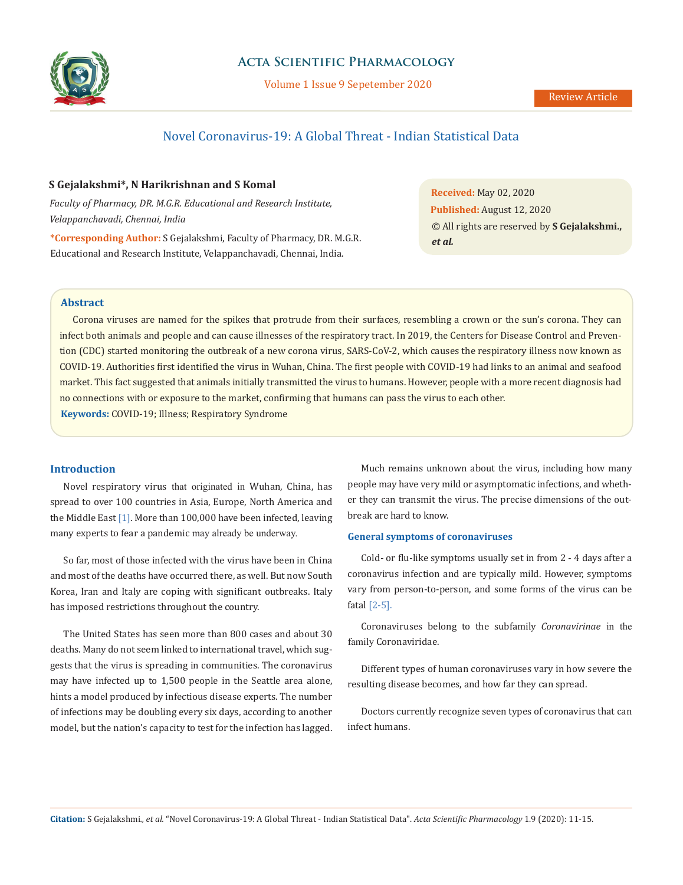# Novel Coronavirus-19: A Global Threat - Indian Statistical Data

**S Gejalakshmi\*, N Harikrishnan and S Komal**

*Faculty of Pharmacy, DR. M.G.R. Educational and Research Institute, Velappanchavadi, Chennai, India*

**\*Corresponding Author:** S Gejalakshmi, Faculty of Pharmacy, DR. M.G.R. Educational and Research Institute, Velappanchavadi, Chennai, India.

**Received:** May 02, 2020
**Published:** August 12, 2020
© All rights are reserved by **S Gejalakshmi., *et al.***

## Abstract

Corona viruses are named for the spikes that protrude from their surfaces, resembling a crown or the sun's corona. They can infect both animals and people and can cause illnesses of the respiratory tract. In 2019, the Centers for Disease Control and Prevention (CDC) started monitoring the outbreak of a new corona virus, SARS-CoV-2, which causes the respiratory illness now known as COVID-19. Authorities first identified the virus in Wuhan, China. The first people with COVID-19 had links to an animal and seafood market. This fact suggested that animals initially transmitted the virus to humans. However, people with a more recent diagnosis had no connections with or exposure to the market, confirming that humans can pass the virus to each other.

**Keywords:** COVID-19; Illness; Respiratory Syndrome

## Introduction

Novel respiratory virus that originated in Wuhan, China, has spread to over 100 countries in Asia, Europe, North America and the Middle East [1]. More than 100,000 have been infected, leaving many experts to fear a pandemic may already be underway.

So far, most of those infected with the virus have been in China and most of the deaths have occurred there, as well. But now South Korea, Iran and Italy are coping with significant outbreaks. Italy has imposed restrictions throughout the country.

The United States has seen more than 800 cases and about 30 deaths. Many do not seem linked to international travel, which suggests that the virus is spreading in communities. The coronavirus may have infected up to 1,500 people in the Seattle area alone, hints a model produced by infectious disease experts. The number of infections may be doubling every six days, according to another model, but the nation's capacity to test for the infection has lagged.

Much remains unknown about the virus, including how many people may have very mild or asymptomatic infections, and whether they can transmit the virus. The precise dimensions of the outbreak are hard to know.

### General symptoms of coronaviruses

Cold- or flu-like symptoms usually set in from 2 - 4 days after a coronavirus infection and are typically mild. However, symptoms vary from person-to-person, and some forms of the virus can be fatal [2-5].

Coronaviruses belong to the subfamily *Coronavirinae* in the family Coronaviridae.

Different types of human coronaviruses vary in how severe the resulting disease becomes, and how far they can spread.

Doctors currently recognize seven types of coronavirus that can infect humans.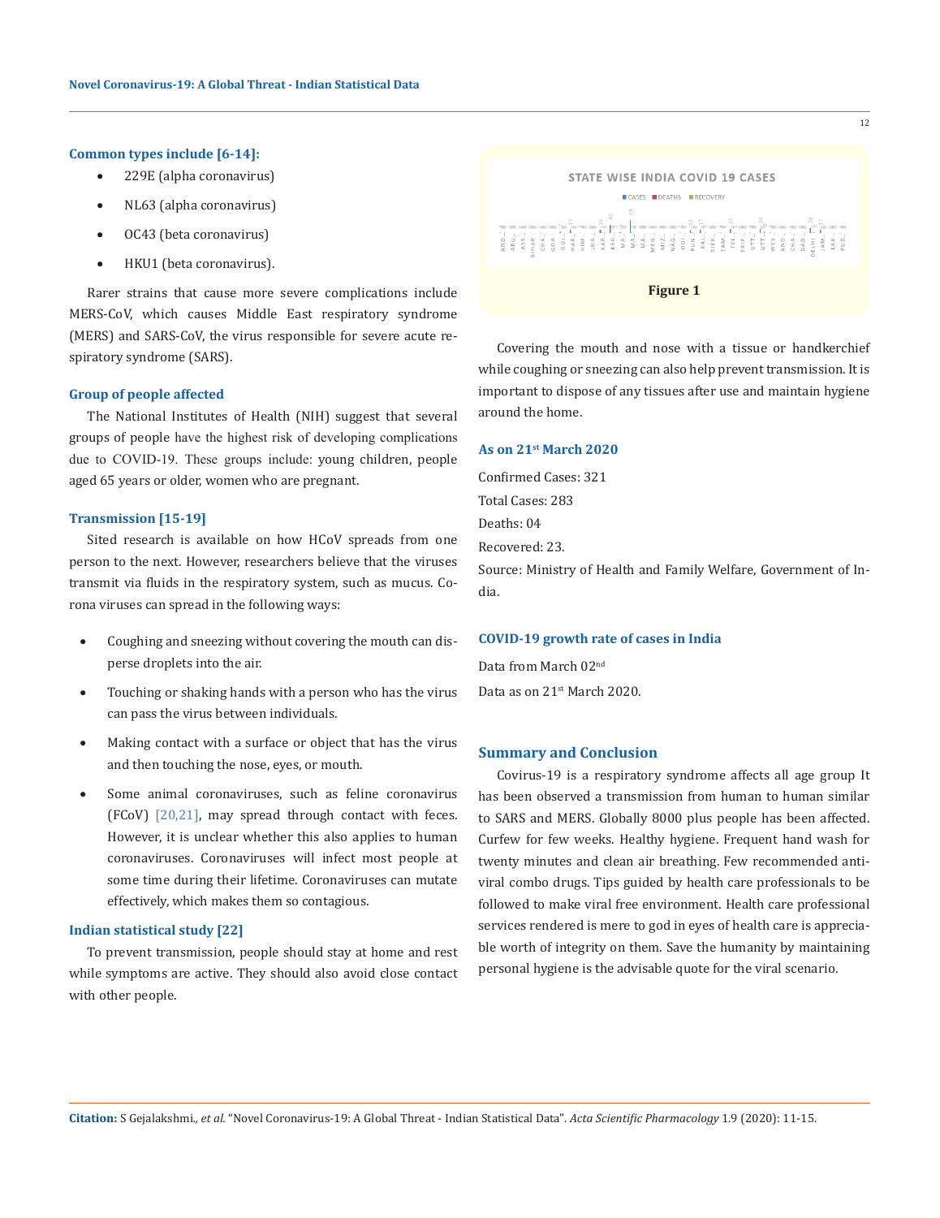### Common types include [6-14]:

- 229E (alpha coronavirus)
- NL63 (alpha coronavirus)
- OC43 (beta coronavirus)
- HKU1 (beta coronavirus).

Rarer strains that cause more severe complications include MERS-CoV, which causes Middle East respiratory syndrome (MERS) and SARS-CoV, the virus responsible for severe acute respiratory syndrome (SARS).

### Group of people affected

The National Institutes of Health (NIH) suggest that several groups of people have the highest risk of developing complications due to COVID-19. These groups include: young children, people aged 65 years or older, women who are pregnant.

### Transmission [15-19]

Sited research is available on how HCoV spreads from one person to the next. However, researchers believe that the viruses transmit via fluids in the respiratory system, such as mucus. Corona viruses can spread in the following ways:

- Coughing and sneezing without covering the mouth can disperse droplets into the air.
- Touching or shaking hands with a person who has the virus can pass the virus between individuals.
- Making contact with a surface or object that has the virus and then touching the nose, eyes, or mouth.
- Some animal coronaviruses, such as feline coronavirus (FCoV) [20,21], may spread through contact with feces. However, it is unclear whether this also applies to human coronaviruses. Coronaviruses will infect most people at some time during their lifetime. Coronaviruses can mutate effectively, which makes them so contagious.

### Indian statistical study [22]

To prevent transmission, people should stay at home and rest while symptoms are active. They should also avoid close contact with other people.

Figure 1

Covering the mouth and nose with a tissue or handkerchief while coughing or sneezing can also help prevent transmission. It is important to dispose of any tissues after use and maintain hygiene around the home.

### As on 21st March 2020

Confirmed Cases: 321

Total Cases: 283

Deaths: 04

Recovered: 23.

Source: Ministry of Health and Family Welfare, Government of India.

### COVID-19 growth rate of cases in India

Data from March 02nd

Data as on 21st March 2020.

## Summary and Conclusion

Covirus-19 is a respiratory syndrome affects all age group It has been observed a transmission from human to human similar to SARS and MERS. Globally 8000 plus people has been affected. Curfew for few weeks. Healthy hygiene. Frequent hand wash for twenty minutes and clean air breathing. Few recommended antiviral combo drugs. Tips guided by health care professionals to be followed to make viral free environment. Health care professional services rendered is mere to god in eyes of health care is appreciable worth of integrity on them. Save the humanity by maintaining personal hygiene is the advisable quote for the viral scenario.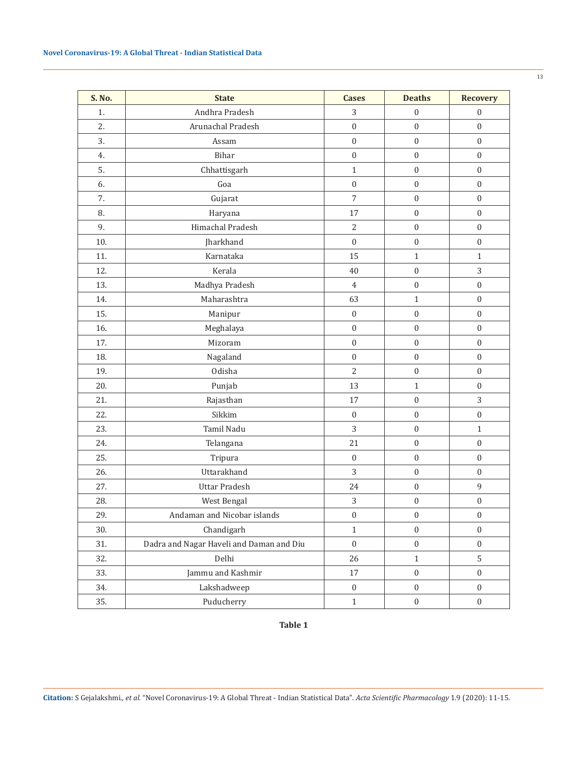| S. No. | State | Cases | Deaths | Recovery |
|---|---|---|---|---|
| 1. | Andhra Pradesh | 3 | 0 | 0 |
| 2. | Arunachal Pradesh | 0 | 0 | 0 |
| 3. | Assam | 0 | 0 | 0 |
| 4. | Bihar | 0 | 0 | 0 |
| 5. | Chhattisgarh | 1 | 0 | 0 |
| 6. | Goa | 0 | 0 | 0 |
| 7. | Gujarat | 7 | 0 | 0 |
| 8. | Haryana | 17 | 0 | 0 |
| 9. | Himachal Pradesh | 2 | 0 | 0 |
| 10. | Jharkhand | 0 | 0 | 0 |
| 11. | Karnataka | 15 | 1 | 1 |
| 12. | Kerala | 40 | 0 | 3 |
| 13. | Madhya Pradesh | 4 | 0 | 0 |
| 14. | Maharashtra | 63 | 1 | 0 |
| 15. | Manipur | 0 | 0 | 0 |
| 16. | Meghalaya | 0 | 0 | 0 |
| 17. | Mizoram | 0 | 0 | 0 |
| 18. | Nagaland | 0 | 0 | 0 |
| 19. | Odisha | 2 | 0 | 0 |
| 20. | Punjab | 13 | 1 | 0 |
| 21. | Rajasthan | 17 | 0 | 3 |
| 22. | Sikkim | 0 | 0 | 0 |
| 23. | Tamil Nadu | 3 | 0 | 1 |
| 24. | Telangana | 21 | 0 | 0 |
| 25. | Tripura | 0 | 0 | 0 |
| 26. | Uttarakhand | 3 | 0 | 0 |
| 27. | Uttar Pradesh | 24 | 0 | 9 |
| 28. | West Bengal | 3 | 0 | 0 |
| 29. | Andaman and Nicobar islands | 0 | 0 | 0 |
| 30. | Chandigarh | 1 | 0 | 0 |
| 31. | Dadra and Nagar Haveli and Daman and Diu | 0 | 0 | 0 |
| 32. | Delhi | 26 | 1 | 5 |
| 33. | Jammu and Kashmir | 17 | 0 | 0 |
| 34. | Lakshadweep | 0 | 0 | 0 |
| 35. | Puducherry | 1 | 0 | 0 |

**Table 1**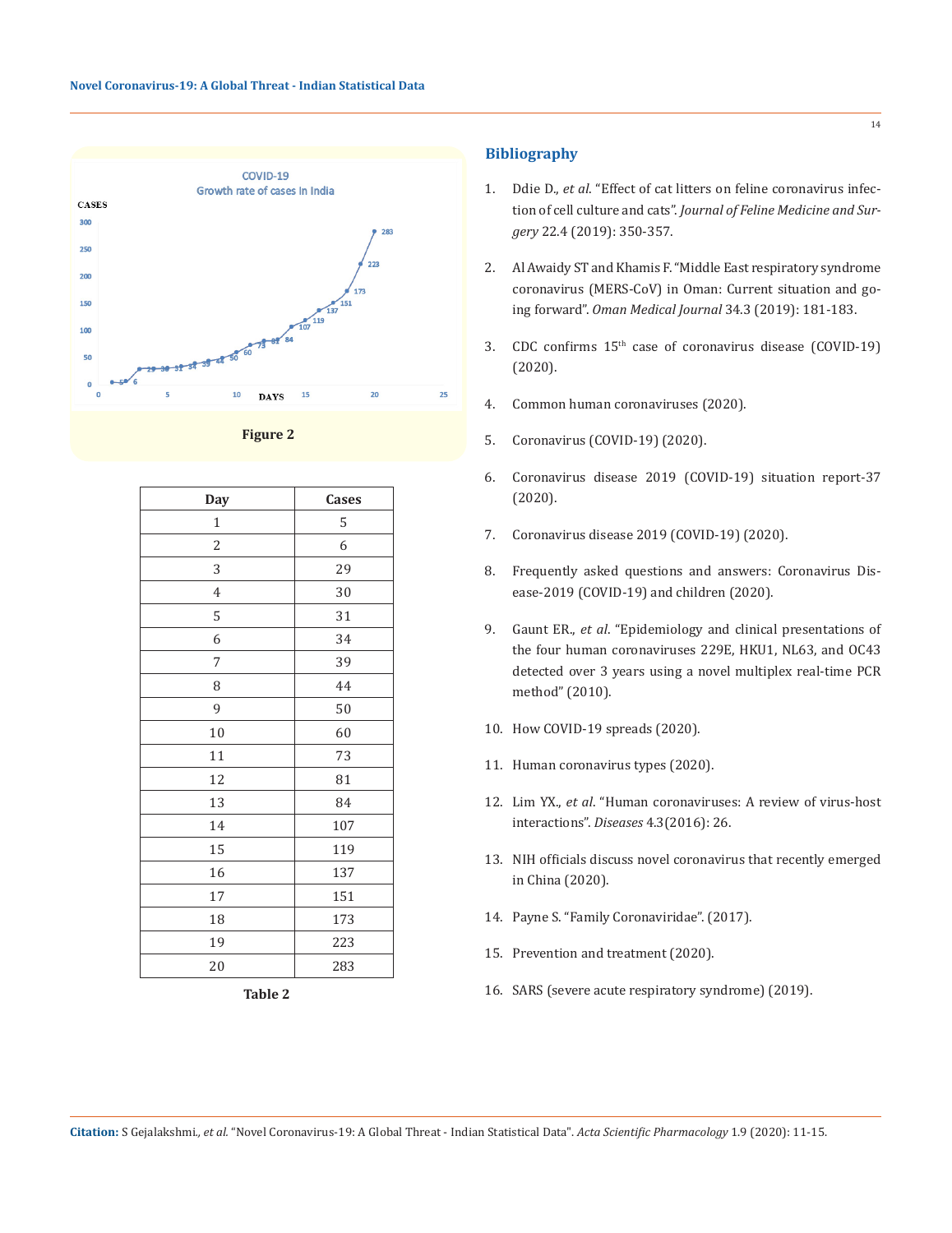COVID-19
Growth rate of cases in India

Figure 2

| Day | Cases |
|---|---|
| 1 | 5 |
| 2 | 6 |
| 3 | 29 |
| 4 | 30 |
| 5 | 31 |
| 6 | 34 |
| 7 | 39 |
| 8 | 44 |
| 9 | 50 |
| 10 | 60 |
| 11 | 73 |
| 12 | 81 |
| 13 | 84 |
| 14 | 107 |
| 15 | 119 |
| 16 | 137 |
| 17 | 151 |
| 18 | 173 |
| 19 | 223 |
| 20 | 283 |

Table 2

## Bibliography

1. Ddie D., *et al*. "Effect of cat litters on feline coronavirus infection of cell culture and cats". *Journal of Feline Medicine and Surgery* 22.4 (2019): 350-357.
2. Al Awaidy ST and Khamis F. "Middle East respiratory syndrome coronavirus (MERS-CoV) in Oman: Current situation and going forward". *Oman Medical Journal* 34.3 (2019): 181-183.
3. CDC confirms 15th case of coronavirus disease (COVID-19) (2020).
4. Common human coronaviruses (2020).
5. Coronavirus (COVID-19) (2020).
6. Coronavirus disease 2019 (COVID-19) situation report-37 (2020).
7. Coronavirus disease 2019 (COVID-19) (2020).
8. Frequently asked questions and answers: Coronavirus Disease-2019 (COVID-19) and children (2020).
9. Gaunt ER., *et al*. "Epidemiology and clinical presentations of the four human coronaviruses 229E, HKU1, NL63, and OC43 detected over 3 years using a novel multiplex real-time PCR method" (2010).
10. How COVID-19 spreads (2020).
11. Human coronavirus types (2020).
12. Lim YX., *et al*. "Human coronaviruses: A review of virus-host interactions". *Diseases* 4.3(2016): 26.
13. NIH officials discuss novel coronavirus that recently emerged in China (2020).
14. Payne S. "Family Coronaviridae". (2017).
15. Prevention and treatment (2020).
16. SARS (severe acute respiratory syndrome) (2019).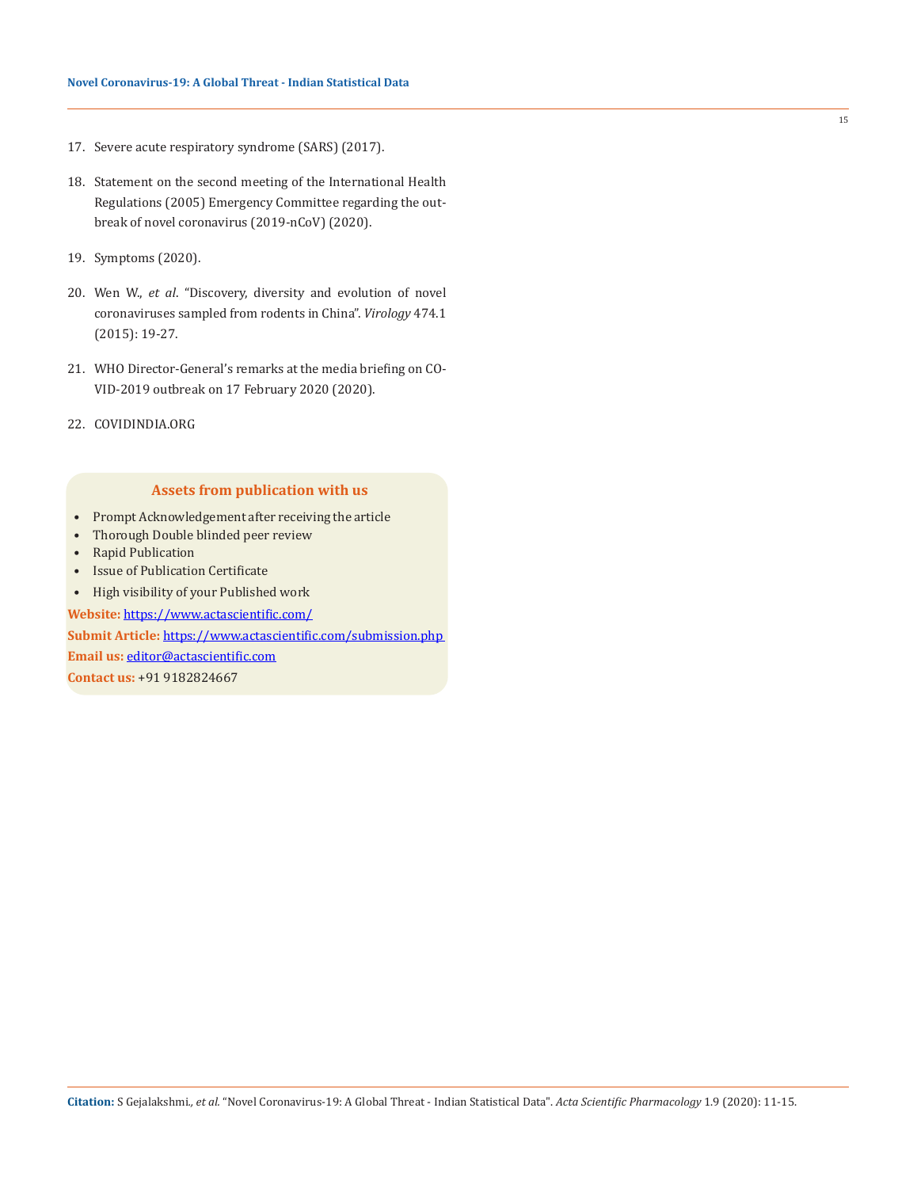17. Severe acute respiratory syndrome (SARS) (2017).

18. Statement on the second meeting of the International Health Regulations (2005) Emergency Committee regarding the outbreak of novel coronavirus (2019-nCoV) (2020).

19. Symptoms (2020).

20. Wen W., *et al*. "Discovery, diversity and evolution of novel coronaviruses sampled from rodents in China". *Virology* 474.1 (2015): 19-27.

21. WHO Director-General's remarks at the media briefing on COVID-2019 outbreak on 17 February 2020 (2020).

22. COVIDINDIA.ORG

**Assets from publication with us**

- Prompt Acknowledgement after receiving the article
- Thorough Double blinded peer review
- Rapid Publication
- Issue of Publication Certificate
- High visibility of your Published work

**Website:** https://www.actascientific.com/

**Submit Article:** https://www.actascientific.com/submission.php

**Email us:** editor@actascientific.com

**Contact us:** +91 9182824667

**Citation:** S Gejalakshmi., *et al.* "Novel Coronavirus-19: A Global Threat - Indian Statistical Data". *Acta Scientific Pharmacology* 1.9 (2020): 11-15.